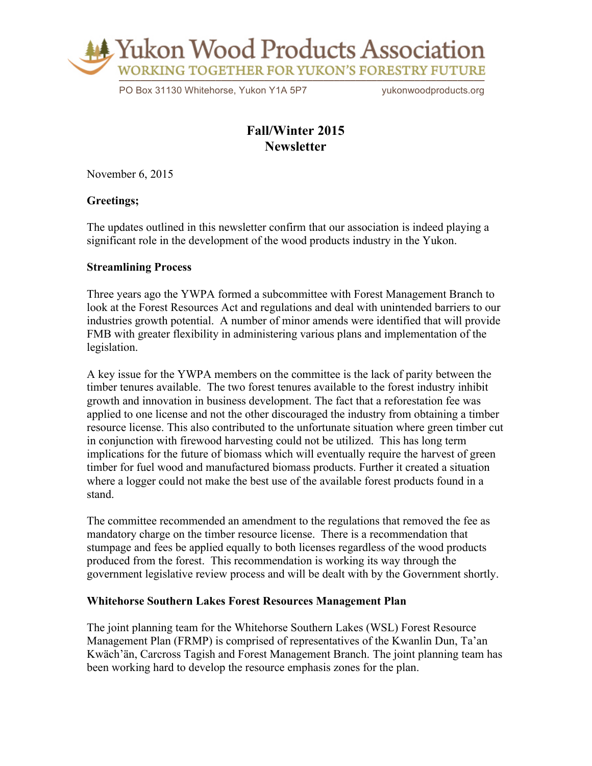# Yukon Wood Products Association

WORKING TOGETHER FOR YUKON'S FORESTRY FUTURE

PO Box 31130 Whitehorse, Yukon Y1A 5P7 yukonwoodproducts.org

## Fall/Winter 2015 Newsletter

November 6, 2015

**Greetings;**

The updates outlined in this newsletter confirm that our association is indeed playing a significant role in the development of the wood products industry in the Yukon.

**Streamlining Process**

Three years ago the YWPA formed a subcommittee with Forest Management Branch to look at the Forest Resources Act and regulations and deal with unintended barriers to our industries growth potential. A number of minor amends were identified that will provide FMB with greater flexibility in administering various plans and implementation of the legislation.

A key issue for the YWPA members on the committee is the lack of parity between the timber tenures available. The two forest tenures available to the forest industry inhibit growth and innovation in business development. The fact that a reforestation fee was applied to one license and not the other discouraged the industry from obtaining a timber resource license. This also contributed to the unfortunate situation where green timber cut in conjunction with firewood harvesting could not be utilized. This has long term implications for the future of biomass which will eventually require the harvest of green timber for fuel wood and manufactured biomass products. Further it created a situation where a logger could not make the best use of the available forest products found in a stand.

The committee recommended an amendment to the regulations that removed the fee as mandatory charge on the timber resource license. There is a recommendation that stumpage and fees be applied equally to both licenses regardless of the wood products produced from the forest. This recommendation is working its way through the government legislative review process and will be dealt with by the Government shortly.

**Whitehorse Southern Lakes Forest Resources Management Plan**

The joint planning team for the Whitehorse Southern Lakes (WSL) Forest Resource Management Plan (FRMP) is comprised of representatives of the Kwanlin Dun, Ta'an Kwäch'än, Carcross Tagish and Forest Management Branch. The joint planning team has been working hard to develop the resource emphasis zones for the plan.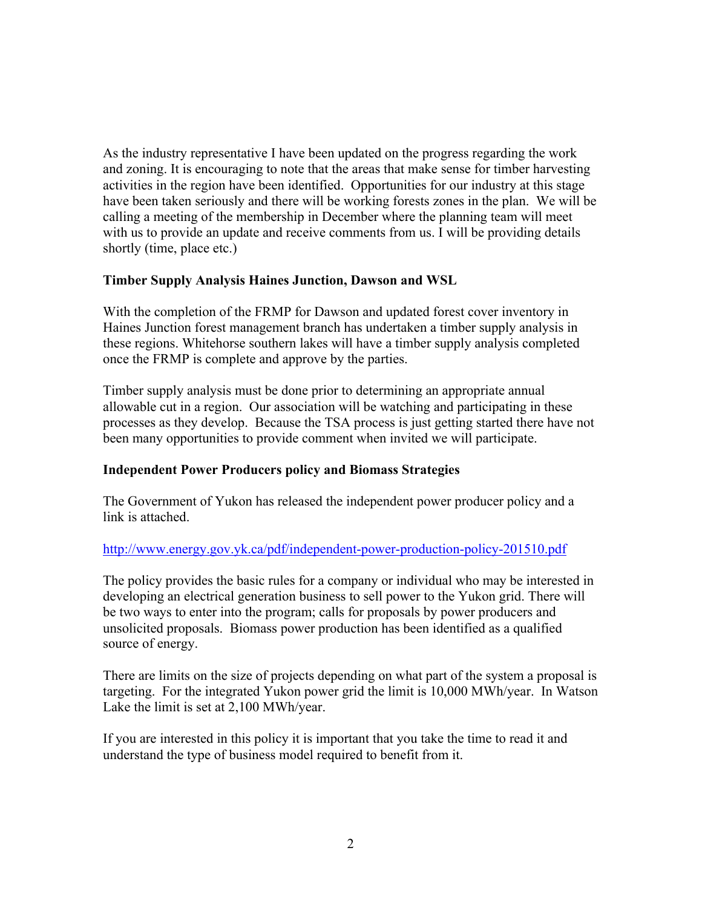As the industry representative I have been updated on the progress regarding the work and zoning. It is encouraging to note that the areas that make sense for timber harvesting activities in the region have been identified. Opportunities for our industry at this stage have been taken seriously and there will be working forests zones in the plan. We will be calling a meeting of the membership in December where the planning team will meet with us to provide an update and receive comments from us. I will be providing details shortly (time, place etc.)

**Timber Supply Analysis Haines Junction, Dawson and WSL**

With the completion of the FRMP for Dawson and updated forest cover inventory in Haines Junction forest management branch has undertaken a timber supply analysis in these regions. Whitehorse southern lakes will have a timber supply analysis completed once the FRMP is complete and approve by the parties.

Timber supply analysis must be done prior to determining an appropriate annual allowable cut in a region. Our association will be watching and participating in these processes as they develop. Because the TSA process is just getting started there have not been many opportunities to provide comment when invited we will participate.

**Independent Power Producers policy and Biomass Strategies**

The Government of Yukon has released the independent power producer policy and a link is attached.

http://www.energy.gov.yk.ca/pdf/independent-power-production-policy-201510.pdf

The policy provides the basic rules for a company or individual who may be interested in developing an electrical generation business to sell power to the Yukon grid. There will be two ways to enter into the program; calls for proposals by power producers and unsolicited proposals. Biomass power production has been identified as a qualified source of energy.

There are limits on the size of projects depending on what part of the system a proposal is targeting. For the integrated Yukon power grid the limit is 10,000 MWh/year. In Watson Lake the limit is set at 2,100 MWh/year.

If you are interested in this policy it is important that you take the time to read it and understand the type of business model required to benefit from it.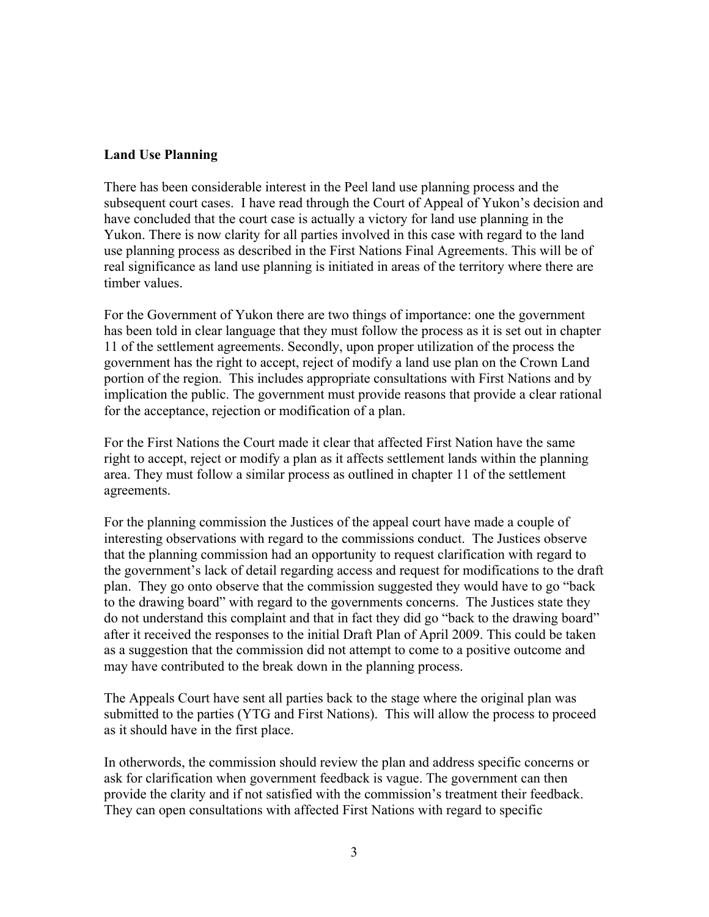**Land Use Planning**

There has been considerable interest in the Peel land use planning process and the subsequent court cases. I have read through the Court of Appeal of Yukon's decision and have concluded that the court case is actually a victory for land use planning in the Yukon. There is now clarity for all parties involved in this case with regard to the land use planning process as described in the First Nations Final Agreements. This will be of real significance as land use planning is initiated in areas of the territory where there are timber values.

For the Government of Yukon there are two things of importance: one the government has been told in clear language that they must follow the process as it is set out in chapter 11 of the settlement agreements. Secondly, upon proper utilization of the process the government has the right to accept, reject of modify a land use plan on the Crown Land portion of the region. This includes appropriate consultations with First Nations and by implication the public. The government must provide reasons that provide a clear rational for the acceptance, rejection or modification of a plan.

For the First Nations the Court made it clear that affected First Nation have the same right to accept, reject or modify a plan as it affects settlement lands within the planning area. They must follow a similar process as outlined in chapter 11 of the settlement agreements.

For the planning commission the Justices of the appeal court have made a couple of interesting observations with regard to the commissions conduct. The Justices observe that the planning commission had an opportunity to request clarification with regard to the government's lack of detail regarding access and request for modifications to the draft plan. They go onto observe that the commission suggested they would have to go "back to the drawing board" with regard to the governments concerns. The Justices state they do not understand this complaint and that in fact they did go "back to the drawing board" after it received the responses to the initial Draft Plan of April 2009. This could be taken as a suggestion that the commission did not attempt to come to a positive outcome and may have contributed to the break down in the planning process.

The Appeals Court have sent all parties back to the stage where the original plan was submitted to the parties (YTG and First Nations). This will allow the process to proceed as it should have in the first place.

In otherwords, the commission should review the plan and address specific concerns or ask for clarification when government feedback is vague. The government can then provide the clarity and if not satisfied with the commission's treatment their feedback. They can open consultations with affected First Nations with regard to specific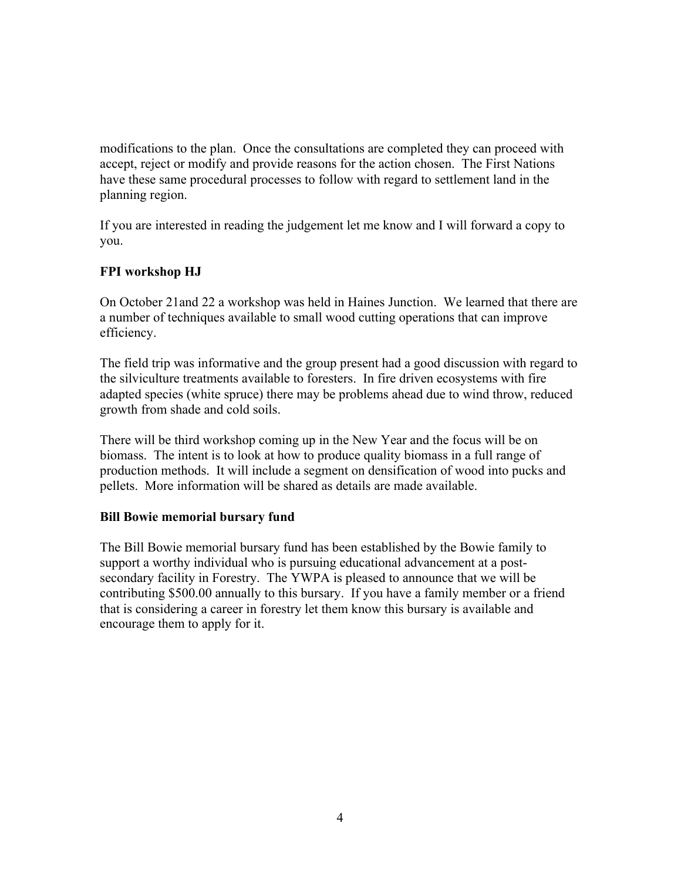modifications to the plan. Once the consultations are completed they can proceed with accept, reject or modify and provide reasons for the action chosen. The First Nations have these same procedural processes to follow with regard to settlement land in the planning region.

If you are interested in reading the judgement let me know and I will forward a copy to you.

**FPI workshop HJ**

On October 21and 22 a workshop was held in Haines Junction. We learned that there are a number of techniques available to small wood cutting operations that can improve efficiency.

The field trip was informative and the group present had a good discussion with regard to the silviculture treatments available to foresters. In fire driven ecosystems with fire adapted species (white spruce) there may be problems ahead due to wind throw, reduced growth from shade and cold soils.

There will be third workshop coming up in the New Year and the focus will be on biomass. The intent is to look at how to produce quality biomass in a full range of production methods. It will include a segment on densification of wood into pucks and pellets. More information will be shared as details are made available.

**Bill Bowie memorial bursary fund**

The Bill Bowie memorial bursary fund has been established by the Bowie family to support a worthy individual who is pursuing educational advancement at a post-secondary facility in Forestry. The YWPA is pleased to announce that we will be contributing $500.00 annually to this bursary. If you have a family member or a friend that is considering a career in forestry let them know this bursary is available and encourage them to apply for it.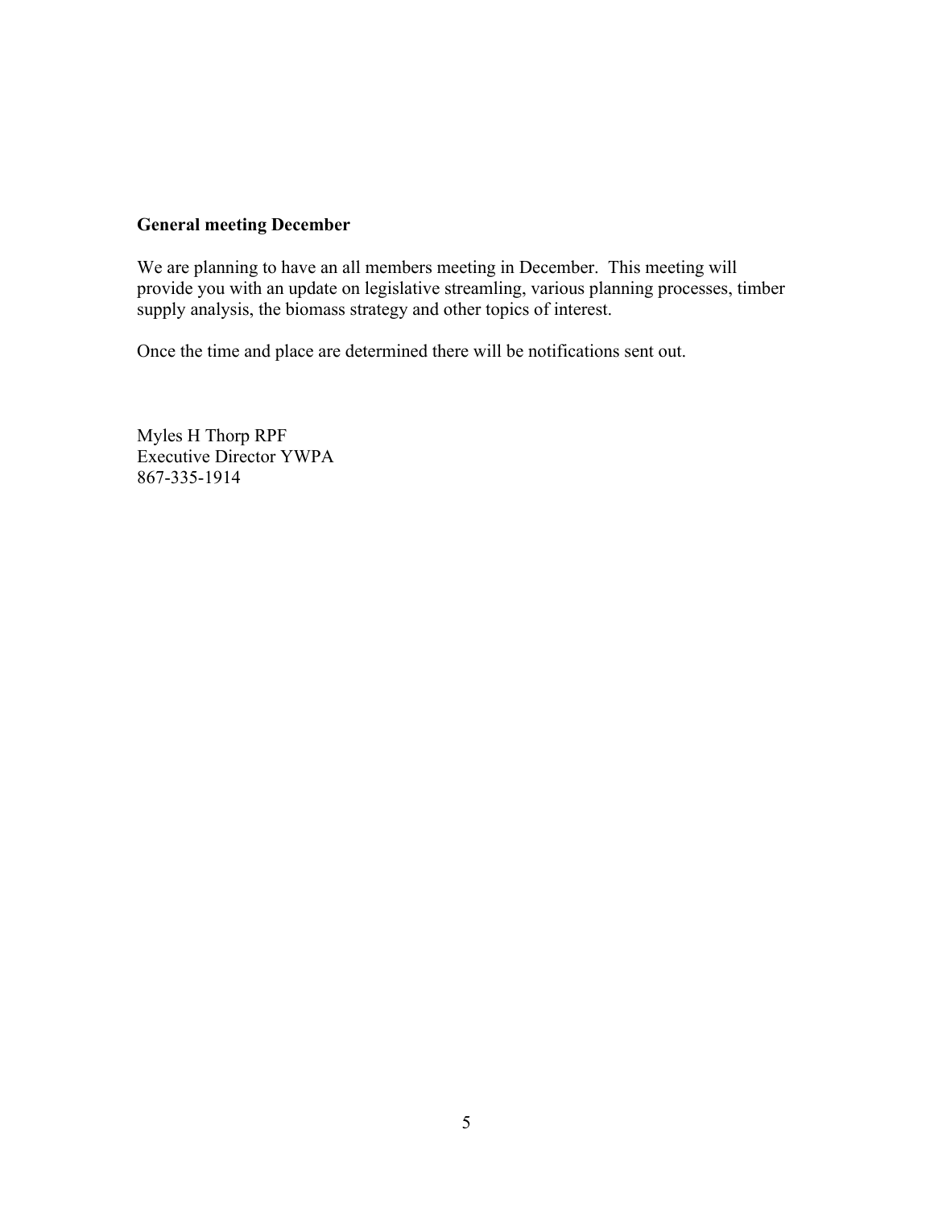**General meeting December**

We are planning to have an all members meeting in December. This meeting will provide you with an update on legislative streamling, various planning processes, timber supply analysis, the biomass strategy and other topics of interest.

Once the time and place are determined there will be notifications sent out.

Myles H Thorp RPF
Executive Director YWPA
867-335-1914